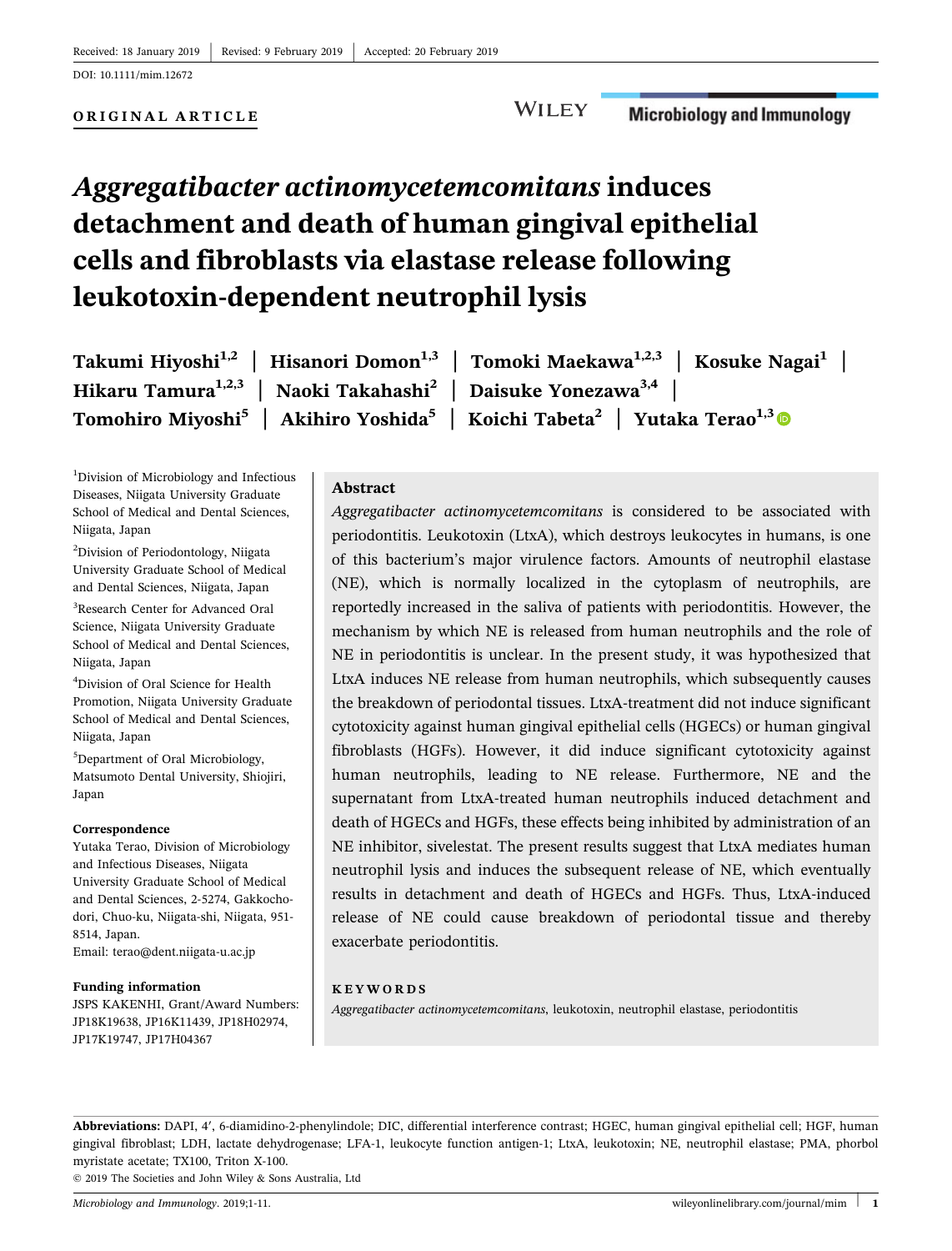Received: 18 January 2019 | Revised: 9 February 2019 | Accepted: 20 February 2019

DOI: 10.1111/mim.12672

**ORIGINAL ARTICLE**

# *Aggregatibacter actinomycetemcomitans* induces detachment and death of human gingival epithelial cells and fibroblasts via elastase release following leukotoxin-dependent neutrophil lysis

**Takumi Hiyoshi[1,2] | Hisanori Domon[1,3] | Tomoki Maekawa[1,2,3] | Kosuke Nagai[1] | Hikaru Tamura[1,2,3] | Naoki Takahashi[2] | Daisuke Yonezawa[3,4] | Tomohiro Miyoshi[5] | Akihiro Yoshida[5] | Koichi Tabeta[2] | Yutaka Terao[1,3]**

[1]Division of Microbiology and Infectious Diseases, Niigata University Graduate School of Medical and Dental Sciences, Niigata, Japan

[2]Division of Periodontology, Niigata University Graduate School of Medical and Dental Sciences, Niigata, Japan

[3]Research Center for Advanced Oral Science, Niigata University Graduate School of Medical and Dental Sciences, Niigata, Japan

[4]Division of Oral Science for Health Promotion, Niigata University Graduate School of Medical and Dental Sciences, Niigata, Japan

[5]Department of Oral Microbiology, Matsumoto Dental University, Shiojiri, Japan

**Correspondence**

Yutaka Terao, Division of Microbiology and Infectious Diseases, Niigata University Graduate School of Medical and Dental Sciences, 2-5274, Gakkocho-dori, Chuo-ku, Niigata-shi, Niigata, 951-8514, Japan.
Email: terao@dent.niigata-u.ac.jp

**Funding information**

JSPS KAKENHI, Grant/Award Numbers: JP18K19638, JP16K11439, JP18H02974, JP17K19747, JP17H04367

## Abstract

*Aggregatibacter actinomycetemcomitans* is considered to be associated with periodontitis. Leukotoxin (LtxA), which destroys leukocytes in humans, is one of this bacterium's major virulence factors. Amounts of neutrophil elastase (NE), which is normally localized in the cytoplasm of neutrophils, are reportedly increased in the saliva of patients with periodontitis. However, the mechanism by which NE is released from human neutrophils and the role of NE in periodontitis is unclear. In the present study, it was hypothesized that LtxA induces NE release from human neutrophils, which subsequently causes the breakdown of periodontal tissues. LtxA-treatment did not induce significant cytotoxicity against human gingival epithelial cells (HGECs) or human gingival fibroblasts (HGFs). However, it did induce significant cytotoxicity against human neutrophils, leading to NE release. Furthermore, NE and the supernatant from LtxA-treated human neutrophils induced detachment and death of HGECs and HGFs, these effects being inhibited by administration of an NE inhibitor, sivelestat. The present results suggest that LtxA mediates human neutrophil lysis and induces the subsequent release of NE, which eventually results in detachment and death of HGECs and HGFs. Thus, LtxA-induced release of NE could cause breakdown of periodontal tissue and thereby exacerbate periodontitis.

**KEYWORDS**

*Aggregatibacter actinomycetemcomitans*, leukotoxin, neutrophil elastase, periodontitis

**Abbreviations:** DAPI, 4′, 6-diamidino-2-phenylindole; DIC, differential interference contrast; HGEC, human gingival epithelial cell; HGF, human gingival fibroblast; LDH, lactate dehydrogenase; LFA-1, leukocyte function antigen-1; LtxA, leukotoxin; NE, neutrophil elastase; PMA, phorbol myristate acetate; TX100, Triton X-100.

© 2019 The Societies and John Wiley & Sons Australia, Ltd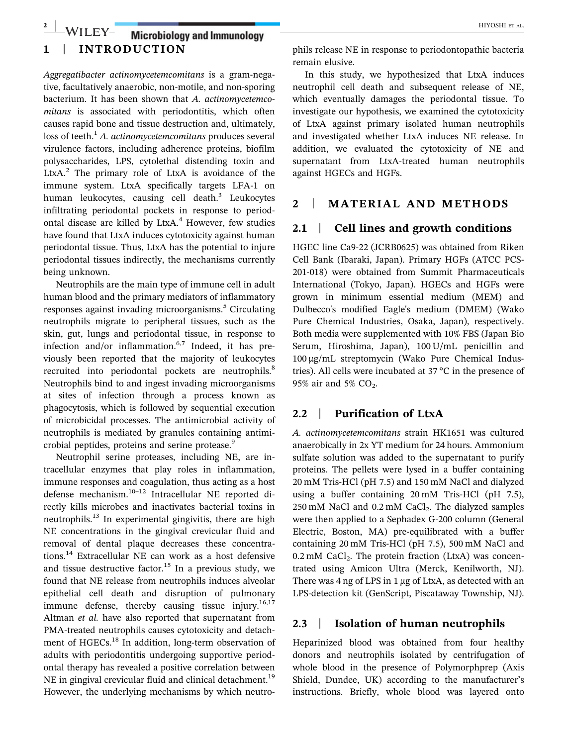## 1 | INTRODUCTION

*Aggregatibacter actinomycetemcomitans* is a gram-negative, facultatively anaerobic, non-motile, and non-sporing bacterium. It has been shown that *A. actinomycetemcomitans* is associated with periodontitis, which often causes rapid bone and tissue destruction and, ultimately, loss of teeth.[1] *A. actinomycetemcomitans* produces several virulence factors, including adherence proteins, biofilm polysaccharides, LPS, cytolethal distending toxin and LtxA.[2] The primary role of LtxA is avoidance of the immune system. LtxA specifically targets LFA-1 on human leukocytes, causing cell death.[3] Leukocytes infiltrating periodontal pockets in response to periodontal disease are killed by LtxA.[4] However, few studies have found that LtxA induces cytotoxicity against human periodontal tissue. Thus, LtxA has the potential to injure periodontal tissues indirectly, the mechanisms currently being unknown.

Neutrophils are the main type of immune cell in adult human blood and the primary mediators of inflammatory responses against invading microorganisms.[5] Circulating neutrophils migrate to peripheral tissues, such as the skin, gut, lungs and periodontal tissue, in response to infection and/or inflammation.[6,7] Indeed, it has previously been reported that the majority of leukocytes recruited into periodontal pockets are neutrophils.[8] Neutrophils bind to and ingest invading microorganisms at sites of infection through a process known as phagocytosis, which is followed by sequential execution of microbicidal processes. The antimicrobial activity of neutrophils is mediated by granules containing antimicrobial peptides, proteins and serine protease.[9]

Neutrophil serine proteases, including NE, are intracellular enzymes that play roles in inflammation, immune responses and coagulation, thus acting as a host defense mechanism.[10–12] Intracellular NE reported directly kills microbes and inactivates bacterial toxins in neutrophils.[13] In experimental gingivitis, there are high NE concentrations in the gingival crevicular fluid and removal of dental plaque decreases these concentrations.[14] Extracellular NE can work as a host defensive and tissue destructive factor.[15] In a previous study, we found that NE release from neutrophils induces alveolar epithelial cell death and disruption of pulmonary immune defense, thereby causing tissue injury.[16,17] Altman *et al.* have also reported that supernatant from PMA-treated neutrophils causes cytotoxicity and detachment of HGECs.[18] In addition, long-term observation of adults with periodontitis undergoing supportive periodontal therapy has revealed a positive correlation between NE in gingival crevicular fluid and clinical detachment.[19] However, the underlying mechanisms by which neutrophils release NE in response to periodontopathic bacteria remain elusive.

In this study, we hypothesized that LtxA induces neutrophil cell death and subsequent release of NE, which eventually damages the periodontal tissue. To investigate our hypothesis, we examined the cytotoxicity of LtxA against primary isolated human neutrophils and investigated whether LtxA induces NE release. In addition, we evaluated the cytotoxicity of NE and supernatant from LtxA-treated human neutrophils against HGECs and HGFs.

## 2 | MATERIAL AND METHODS

### 2.1 | Cell lines and growth conditions

HGEC line Ca9-22 (JCRB0625) was obtained from Riken Cell Bank (Ibaraki, Japan). Primary HGFs (ATCC PCS-201-018) were obtained from Summit Pharmaceuticals International (Tokyo, Japan). HGECs and HGFs were grown in minimum essential medium (MEM) and Dulbecco's modified Eagle's medium (DMEM) (Wako Pure Chemical Industries, Osaka, Japan), respectively. Both media were supplemented with 10% FBS (Japan Bio Serum, Hiroshima, Japan), 100 U/mL penicillin and 100 μg/mL streptomycin (Wako Pure Chemical Industries). All cells were incubated at 37 °C in the presence of 95% air and 5% $CO_2$.

### 2.2 | Purification of LtxA

*A. actinomycetemcomitans* strain HK1651 was cultured anaerobically in 2x YT medium for 24 hours. Ammonium sulfate solution was added to the supernatant to purify proteins. The pellets were lysed in a buffer containing 20 mM Tris-HCl (pH 7.5) and 150 mM NaCl and dialyzed using a buffer containing 20 mM Tris-HCl (pH 7.5), 250 mM NaCl and 0.2 mM $CaCl_2$. The dialyzed samples were then applied to a Sephadex G-200 column (General Electric, Boston, MA) pre-equilibrated with a buffer containing 20 mM Tris-HCl (pH 7.5), 500 mM NaCl and 0.2 mM $CaCl_2$. The protein fraction (LtxA) was concentrated using Amicon Ultra (Merck, Kenilworth, NJ). There was 4 ng of LPS in 1 μg of LtxA, as detected with an LPS-detection kit (GenScript, Piscataway Township, NJ).

### 2.3 | Isolation of human neutrophils

Heparinized blood was obtained from four healthy donors and neutrophils isolated by centrifugation of whole blood in the presence of Polymorphprep (Axis Shield, Dundee, UK) according to the manufacturer's instructions. Briefly, whole blood was layered onto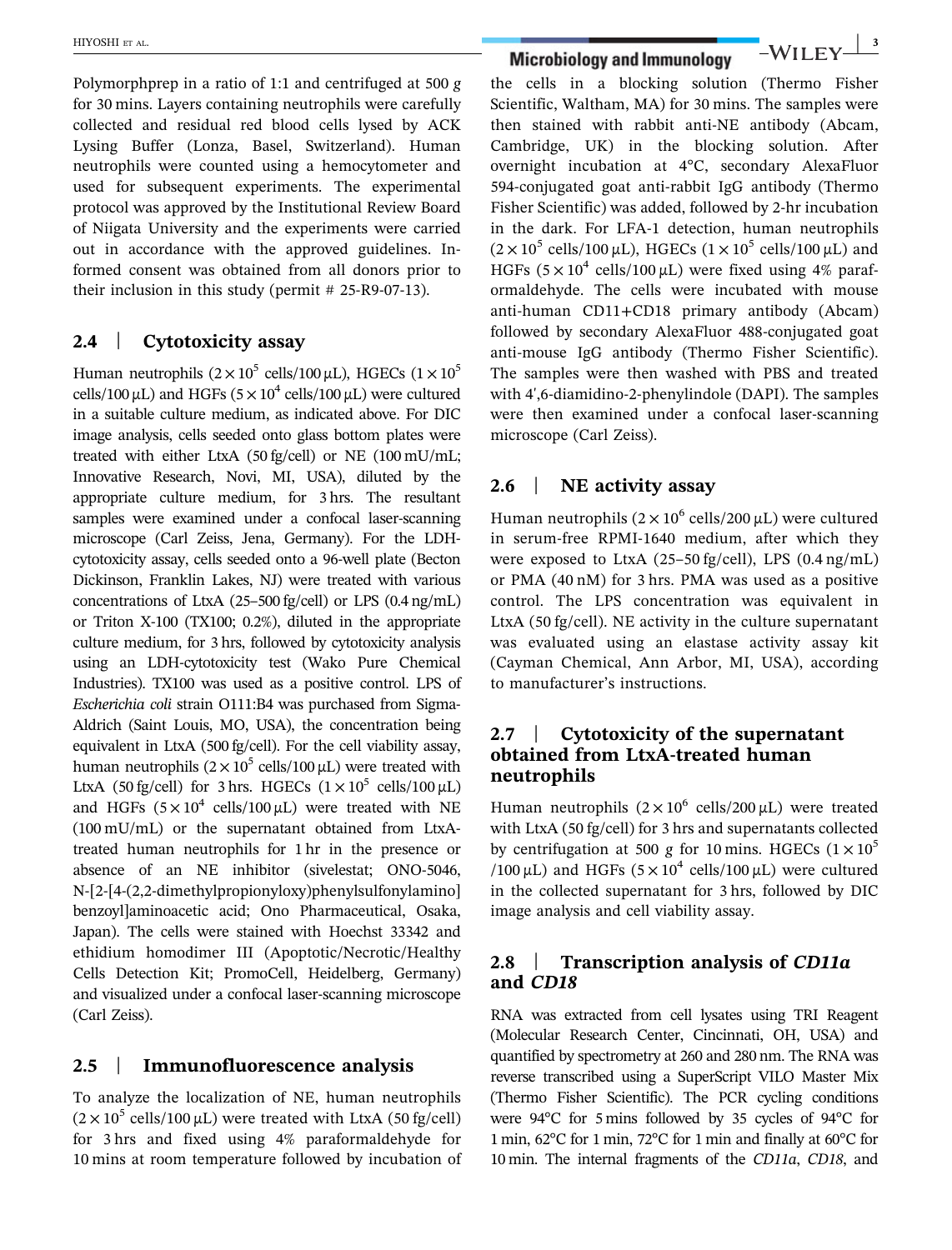Polymorphprep in a ratio of 1:1 and centrifuged at 500 *g* for 30 mins. Layers containing neutrophils were carefully collected and residual red blood cells lysed by ACK Lysing Buffer (Lonza, Basel, Switzerland). Human neutrophils were counted using a hemocytometer and used for subsequent experiments. The experimental protocol was approved by the Institutional Review Board of Niigata University and the experiments were carried out in accordance with the approved guidelines. Informed consent was obtained from all donors prior to their inclusion in this study (permit # 25-R9-07-13).

## 2.4 | Cytotoxicity assay

Human neutrophils ($2 \times 10^5$ cells/100 μL), HGECs ($1 \times 10^5$ cells/100 μL) and HGFs ($5 \times 10^4$ cells/100 μL) were cultured in a suitable culture medium, as indicated above. For DIC image analysis, cells seeded onto glass bottom plates were treated with either LtxA (50 fg/cell) or NE (100 mU/mL; Innovative Research, Novi, MI, USA), diluted by the appropriate culture medium, for 3 hrs. The resultant samples were examined under a confocal laser-scanning microscope (Carl Zeiss, Jena, Germany). For the LDH-cytotoxicity assay, cells seeded onto a 96-well plate (Becton Dickinson, Franklin Lakes, NJ) were treated with various concentrations of LtxA (25–500 fg/cell) or LPS (0.4 ng/mL) or Triton X-100 (TX100; 0.2%), diluted in the appropriate culture medium, for 3 hrs, followed by cytotoxicity analysis using an LDH-cytotoxicity test (Wako Pure Chemical Industries). TX100 was used as a positive control. LPS of *Escherichia coli* strain O111:B4 was purchased from Sigma-Aldrich (Saint Louis, MO, USA), the concentration being equivalent in LtxA (500 fg/cell). For the cell viability assay, human neutrophils ($2 \times 10^5$ cells/100 μL) were treated with LtxA (50 fg/cell) for 3 hrs. HGECs ($1 \times 10^5$ cells/100 μL) and HGFs ($5 \times 10^4$ cells/100 μL) were treated with NE (100 mU/mL) or the supernatant obtained from LtxA-treated human neutrophils for 1 hr in the presence or absence of an NE inhibitor (sivelestat; ONO-5046, N-[2-[4-(2,2-dimethylpropionyloxy)phenylsulfonylamino] benzoyl]aminoacetic acid; Ono Pharmaceutical, Osaka, Japan). The cells were stained with Hoechst 33342 and ethidium homodimer III (Apoptotic/Necrotic/Healthy Cells Detection Kit; PromoCell, Heidelberg, Germany) and visualized under a confocal laser-scanning microscope (Carl Zeiss).

## 2.5 | Immunofluorescence analysis

To analyze the localization of NE, human neutrophils ($2 \times 10^5$ cells/100 μL) were treated with LtxA (50 fg/cell) for 3 hrs and fixed using 4% paraformaldehyde for 10 mins at room temperature followed by incubation of the cells in a blocking solution (Thermo Fisher Scientific, Waltham, MA) for 30 mins. The samples were then stained with rabbit anti-NE antibody (Abcam, Cambridge, UK) in the blocking solution. After overnight incubation at 4°C, secondary AlexaFluor 594-conjugated goat anti-rabbit IgG antibody (Thermo Fisher Scientific) was added, followed by 2-hr incubation in the dark. For LFA-1 detection, human neutrophils ($2 \times 10^5$ cells/100 μL), HGECs ($1 \times 10^5$ cells/100 μL) and HGFs ($5 \times 10^4$ cells/100 μL) were fixed using 4% paraformaldehyde. The cells were incubated with mouse anti-human CD11+CD18 primary antibody (Abcam) followed by secondary AlexaFluor 488-conjugated goat anti-mouse IgG antibody (Thermo Fisher Scientific). The samples were then washed with PBS and treated with 4′,6-diamidino-2-phenylindole (DAPI). The samples were then examined under a confocal laser-scanning microscope (Carl Zeiss).

## 2.6 | NE activity assay

Human neutrophils ($2 \times 10^6$ cells/200 μL) were cultured in serum-free RPMI-1640 medium, after which they were exposed to LtxA (25–50 fg/cell), LPS (0.4 ng/mL) or PMA (40 nM) for 3 hrs. PMA was used as a positive control. The LPS concentration was equivalent in LtxA (50 fg/cell). NE activity in the culture supernatant was evaluated using an elastase activity assay kit (Cayman Chemical, Ann Arbor, MI, USA), according to manufacturer's instructions.

## 2.7 | Cytotoxicity of the supernatant obtained from LtxA-treated human neutrophils

Human neutrophils ($2 \times 10^6$ cells/200 μL) were treated with LtxA (50 fg/cell) for 3 hrs and supernatants collected by centrifugation at 500 *g* for 10 mins. HGECs ($1 \times 10^5$ /100 μL) and HGFs ($5 \times 10^4$ cells/100 μL) were cultured in the collected supernatant for 3 hrs, followed by DIC image analysis and cell viability assay.

## 2.8 | Transcription analysis of *CD11a* and *CD18*

RNA was extracted from cell lysates using TRI Reagent (Molecular Research Center, Cincinnati, OH, USA) and quantified by spectrometry at 260 and 280 nm. The RNA was reverse transcribed using a SuperScript VILO Master Mix (Thermo Fisher Scientific). The PCR cycling conditions were 94°C for 5 mins followed by 35 cycles of 94°C for 1 min, 62°C for 1 min, 72°C for 1 min and finally at 60°C for 10 min. The internal fragments of the *CD11a*, *CD18*, and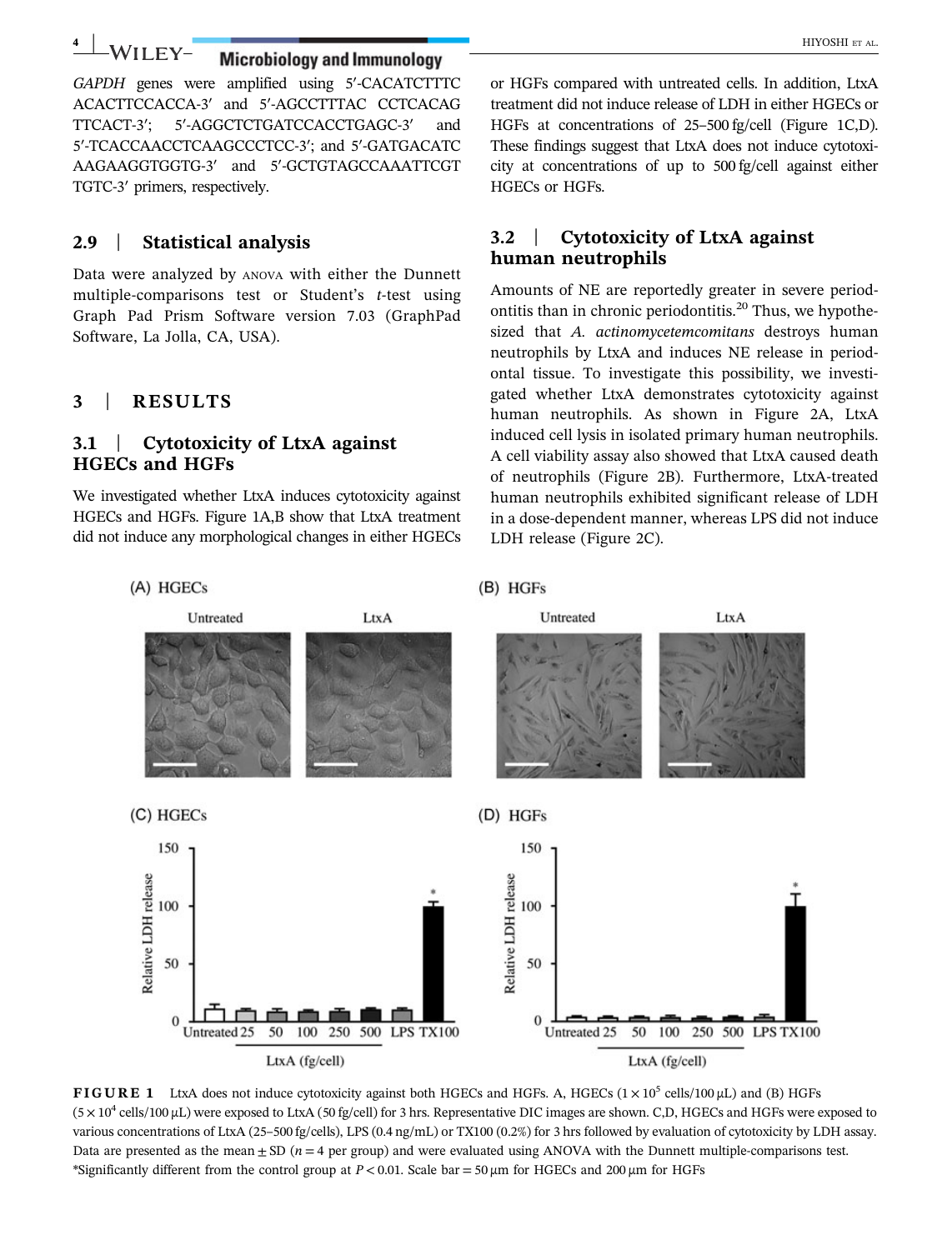*GAPDH* genes were amplified using 5′-CACATCTTTC ACACTTCCACCA-3′ and 5′-AGCCTTTAC CCTCACAG TTCACT-3′; 5′-AGGCTCTGATCCACCTGAGC-3′ and 5′-TCACCAACCTCAAGCCCTCC-3′; and 5′-GATGACATC AAGAAGGTGGTG-3′ and 5′-GCTGTAGCCAAATTCGT TGTC-3′ primers, respectively.

### 2.9 | Statistical analysis

Data were analyzed by ANOVA with either the Dunnett multiple-comparisons test or Student's *t*-test using Graph Pad Prism Software version 7.03 (GraphPad Software, La Jolla, CA, USA).

## 3 | RESULTS

### 3.1 | Cytotoxicity of LtxA against HGECs and HGFs

We investigated whether LtxA induces cytotoxicity against HGECs and HGFs. Figure 1A,B show that LtxA treatment did not induce any morphological changes in either HGECs or HGFs compared with untreated cells. In addition, LtxA treatment did not induce release of LDH in either HGECs or HGFs at concentrations of 25–500 fg/cell (Figure 1C,D). These findings suggest that LtxA does not induce cytotoxicity at concentrations of up to 500 fg/cell against either HGECs or HGFs.

### 3.2 | Cytotoxicity of LtxA against human neutrophils

Amounts of NE are reportedly greater in severe periodontitis than in chronic periodontitis.[20] Thus, we hypothesized that *A. actinomycetemcomitans* destroys human neutrophils by LtxA and induces NE release in periodontal tissue. To investigate this possibility, we investigated whether LtxA demonstrates cytotoxicity against human neutrophils. As shown in Figure 2A, LtxA induced cell lysis in isolated primary human neutrophils. A cell viability assay also showed that LtxA caused death of neutrophils (Figure 2B). Furthermore, LtxA-treated human neutrophils exhibited significant release of LDH in a dose-dependent manner, whereas LPS did not induce LDH release (Figure 2C).

**FIGURE 1** LtxA does not induce cytotoxicity against both HGECs and HGFs. A, HGECs ($1 \times 10^5$ cells/100 μL) and (B) HGFs ($5 \times 10^4$ cells/100 μL) were exposed to LtxA (50 fg/cell) for 3 hrs. Representative DIC images are shown. C,D, HGECs and HGFs were exposed to various concentrations of LtxA (25–500 fg/cells), LPS (0.4 ng/mL) or TX100 (0.2%) for 3 hrs followed by evaluation of cytotoxicity by LDH assay. Data are presented as the mean ± SD ($n = 4$ per group) and were evaluated using ANOVA with the Dunnett multiple-comparisons test. *Significantly different from the control group at $P < 0.01$. Scale bar = 50 μm for HGECs and 200 μm for HGFs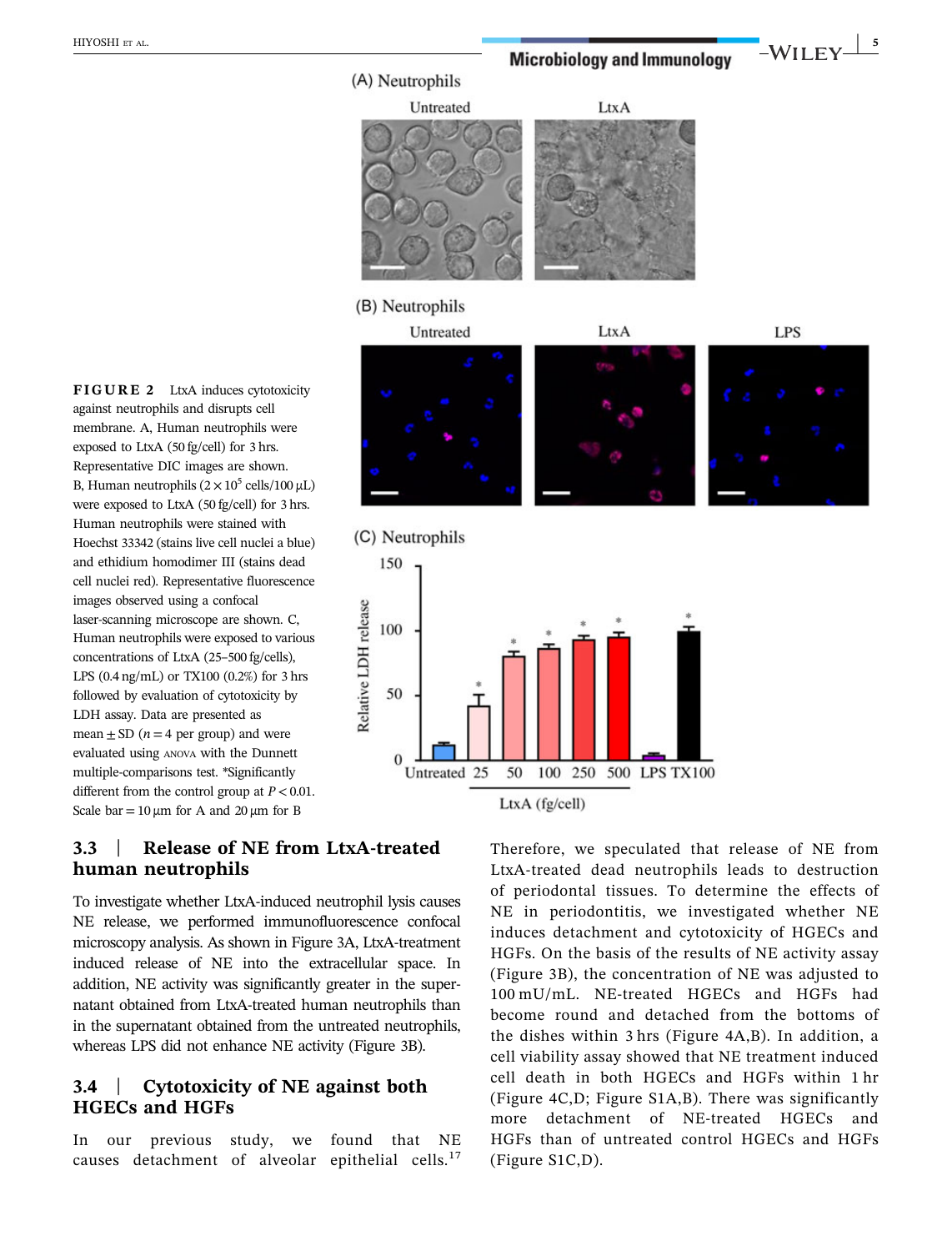**FIGURE 2** LtxA induces cytotoxicity against neutrophils and disrupts cell membrane. A, Human neutrophils were exposed to LtxA (50 fg/cell) for 3 hrs. Representative DIC images are shown. B, Human neutrophils ($2 \times 10^5$ cells/100 μL) were exposed to LtxA (50 fg/cell) for 3 hrs. Human neutrophils were stained with Hoechst 33342 (stains live cell nuclei a blue) and ethidium homodimer III (stains dead cell nuclei red). Representative fluorescence images observed using a confocal laser-scanning microscope are shown. C, Human neutrophils were exposed to various concentrations of LtxA (25–500 fg/cells), LPS (0.4 ng/mL) or TX100 (0.2%) for 3 hrs followed by evaluation of cytotoxicity by LDH assay. Data are presented as mean ± SD ($n = 4$ per group) and were evaluated using ANOVA with the Dunnett multiple-comparisons test. *Significantly different from the control group at $P < 0.01$. Scale bar = 10 μm for A and 20 μm for B

## 3.3 | Release of NE from LtxA-treated human neutrophils

To investigate whether LtxA-induced neutrophil lysis causes NE release, we performed immunofluorescence confocal microscopy analysis. As shown in Figure 3A, LtxA-treatment induced release of NE into the extracellular space. In addition, NE activity was significantly greater in the supernatant obtained from LtxA-treated human neutrophils than in the supernatant obtained from the untreated neutrophils, whereas LPS did not enhance NE activity (Figure 3B).

## 3.4 | Cytotoxicity of NE against both HGECs and HGFs

In our previous study, we found that NE causes detachment of alveolar epithelial cells.[17] Therefore, we speculated that release of NE from LtxA-treated dead neutrophils leads to destruction of periodontal tissues. To determine the effects of NE in periodontitis, we investigated whether NE induces detachment and cytotoxicity of HGECs and HGFs. On the basis of the results of NE activity assay (Figure 3B), the concentration of NE was adjusted to 100 mU/mL. NE-treated HGECs and HGFs had become round and detached from the bottoms of the dishes within 3 hrs (Figure 4A,B). In addition, a cell viability assay showed that NE treatment induced cell death in both HGECs and HGFs within 1 hr (Figure 4C,D; Figure S1A,B). There was significantly more detachment of NE-treated HGECs and HGFs than of untreated control HGECs and HGFs (Figure S1C,D).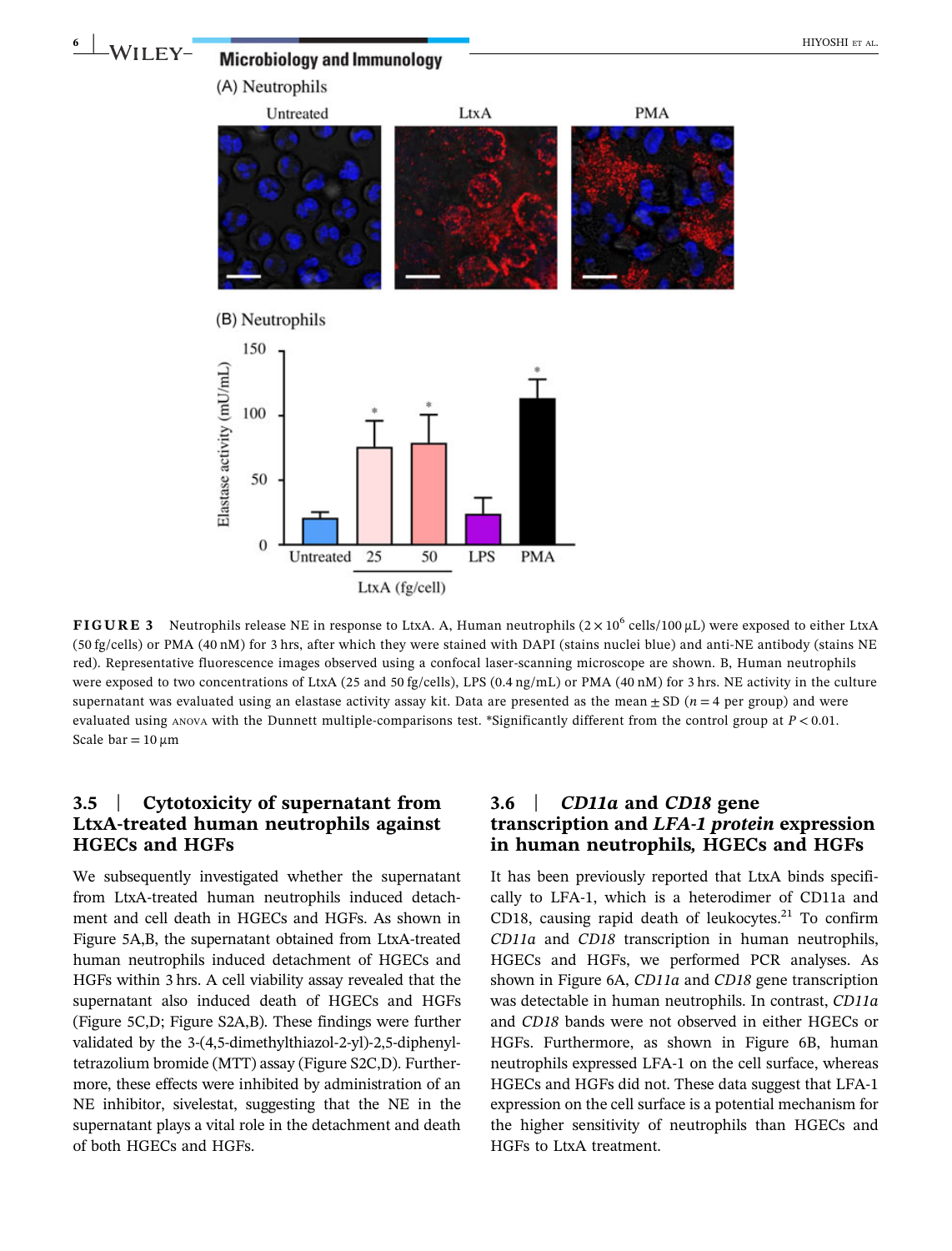**FIGURE 3** Neutrophils release NE in response to LtxA. A, Human neutrophils ($2 \times 10^6$ cells/100 μL) were exposed to either LtxA (50 fg/cells) or PMA (40 nM) for 3 hrs, after which they were stained with DAPI (stains nuclei blue) and anti-NE antibody (stains NE red). Representative fluorescence images observed using a confocal laser-scanning microscope are shown. B, Human neutrophils were exposed to two concentrations of LtxA (25 and 50 fg/cells), LPS (0.4 ng/mL) or PMA (40 nM) for 3 hrs. NE activity in the culture supernatant was evaluated using an elastase activity assay kit. Data are presented as the mean ± SD ($n = 4$ per group) and were evaluated using ANOVA with the Dunnett multiple-comparisons test. *Significantly different from the control group at $P < 0.01$. Scale bar = 10 μm

### 3.5 | Cytotoxicity of supernatant from LtxA-treated human neutrophils against HGECs and HGFs

We subsequently investigated whether the supernatant from LtxA-treated human neutrophils induced detachment and cell death in HGECs and HGFs. As shown in Figure 5A,B, the supernatant obtained from LtxA-treated human neutrophils induced detachment of HGECs and HGFs within 3 hrs. A cell viability assay revealed that the supernatant also induced death of HGECs and HGFs (Figure 5C,D; Figure S2A,B). These findings were further validated by the 3-(4,5-dimethylthiazol-2-yl)-2,5-diphenyltetrazolium bromide (MTT) assay (Figure S2C,D). Furthermore, these effects were inhibited by administration of an NE inhibitor, sivelestat, suggesting that the NE in the supernatant plays a vital role in the detachment and death of both HGECs and HGFs.

### 3.6 | *CD11a* and *CD18* gene transcription and *LFA-1 protein* expression in human neutrophils, HGECs and HGFs

It has been previously reported that LtxA binds specifically to LFA-1, which is a heterodimer of CD11a and CD18, causing rapid death of leukocytes.[21] To confirm *CD11a* and *CD18* transcription in human neutrophils, HGECs and HGFs, we performed PCR analyses. As shown in Figure 6A, *CD11a* and *CD18* gene transcription was detectable in human neutrophils. In contrast, *CD11a* and *CD18* bands were not observed in either HGECs or HGFs. Furthermore, as shown in Figure 6B, human neutrophils expressed LFA-1 on the cell surface, whereas HGECs and HGFs did not. These data suggest that LFA-1 expression on the cell surface is a potential mechanism for the higher sensitivity of neutrophils than HGECs and HGFs to LtxA treatment.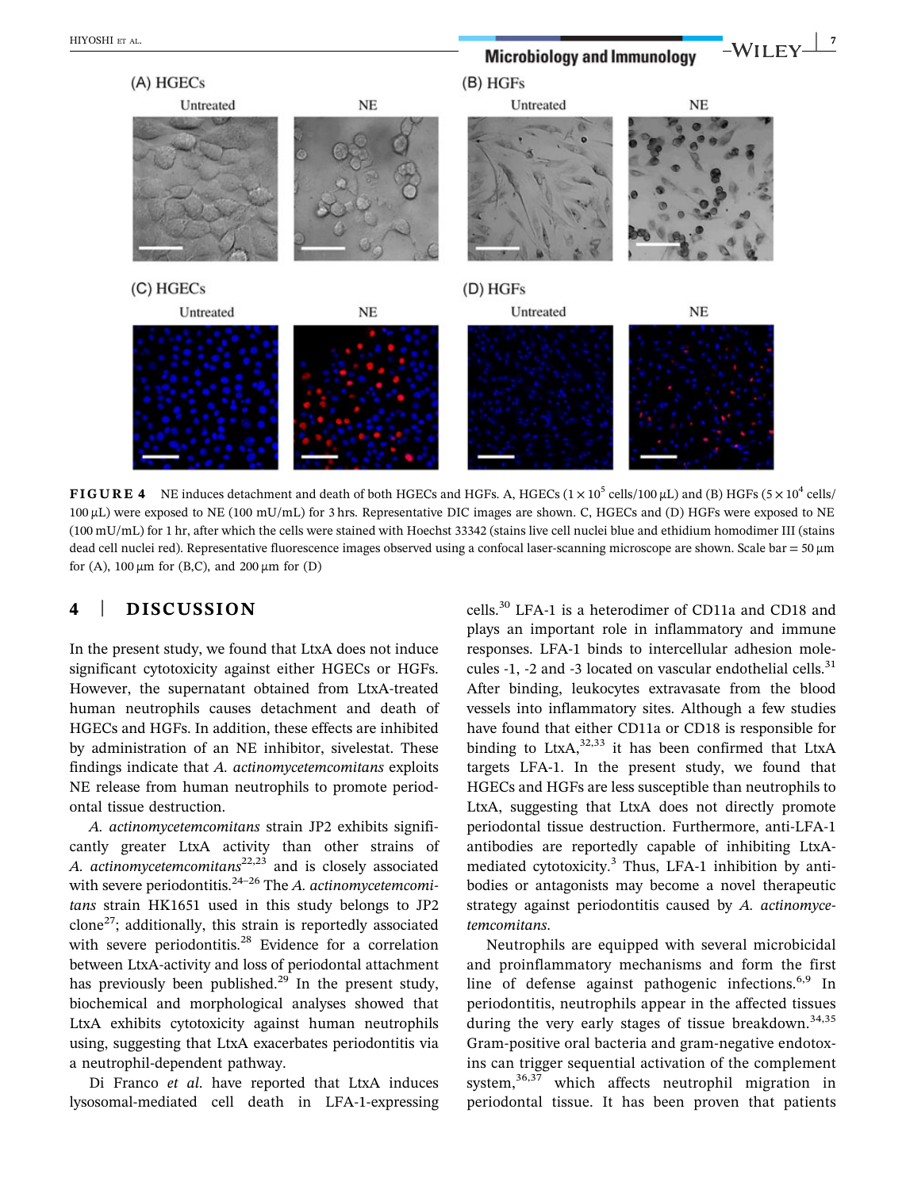**FIGURE 4** NE induces detachment and death of both HGECs and HGFs. A, HGECs ($1 \times 10^5$ cells/100 μL) and (B) HGFs ($5 \times 10^4$ cells/100 μL) were exposed to NE (100 mU/mL) for 3 hrs. Representative DIC images are shown. C, HGECs and (D) HGFs were exposed to NE (100 mU/mL) for 1 hr, after which the cells were stained with Hoechst 33342 (stains live cell nuclei blue and ethidium homodimer III (stains dead cell nuclei red). Representative fluorescence images observed using a confocal laser-scanning microscope are shown. Scale bar = 50 μm for (A), 100 μm for (B,C), and 200 μm for (D)

## 4 | DISCUSSION

In the present study, we found that LtxA does not induce significant cytotoxicity against either HGECs or HGFs. However, the supernatant obtained from LtxA-treated human neutrophils causes detachment and death of HGECs and HGFs. In addition, these effects are inhibited by administration of an NE inhibitor, sivelestat. These findings indicate that *A. actinomycetemcomitans* exploits NE release from human neutrophils to promote periodontal tissue destruction.

*A. actinomycetemcomitans* strain JP2 exhibits significantly greater LtxA activity than other strains of *A. actinomycetemcomitans*[22,23] and is closely associated with severe periodontitis.[24–26] The *A. actinomycetemcomitans* strain HK1651 used in this study belongs to JP2 clone[27]; additionally, this strain is reportedly associated with severe periodontitis.[28] Evidence for a correlation between LtxA-activity and loss of periodontal attachment has previously been published.[29] In the present study, biochemical and morphological analyses showed that LtxA exhibits cytotoxicity against human neutrophils using, suggesting that LtxA exacerbates periodontitis via a neutrophil-dependent pathway.

Di Franco *et al.* have reported that LtxA induces lysosomal-mediated cell death in LFA-1-expressing cells.[30] LFA-1 is a heterodimer of CD11a and CD18 and plays an important role in inflammatory and immune responses. LFA-1 binds to intercellular adhesion molecules -1, -2 and -3 located on vascular endothelial cells.[31] After binding, leukocytes extravasate from the blood vessels into inflammatory sites. Although a few studies have found that either CD11a or CD18 is responsible for binding to LtxA,[32,33] it has been confirmed that LtxA targets LFA-1. In the present study, we found that HGECs and HGFs are less susceptible than neutrophils to LtxA, suggesting that LtxA does not directly promote periodontal tissue destruction. Furthermore, anti-LFA-1 antibodies are reportedly capable of inhibiting LtxA-mediated cytotoxicity.[3] Thus, LFA-1 inhibition by antibodies or antagonists may become a novel therapeutic strategy against periodontitis caused by *A. actinomycetemcomitans*.

Neutrophils are equipped with several microbicidal and proinflammatory mechanisms and form the first line of defense against pathogenic infections.[6,9] In periodontitis, neutrophils appear in the affected tissues during the very early stages of tissue breakdown.[34,35] Gram-positive oral bacteria and gram-negative endotoxins can trigger sequential activation of the complement system,[36,37] which affects neutrophil migration in periodontal tissue. It has been proven that patients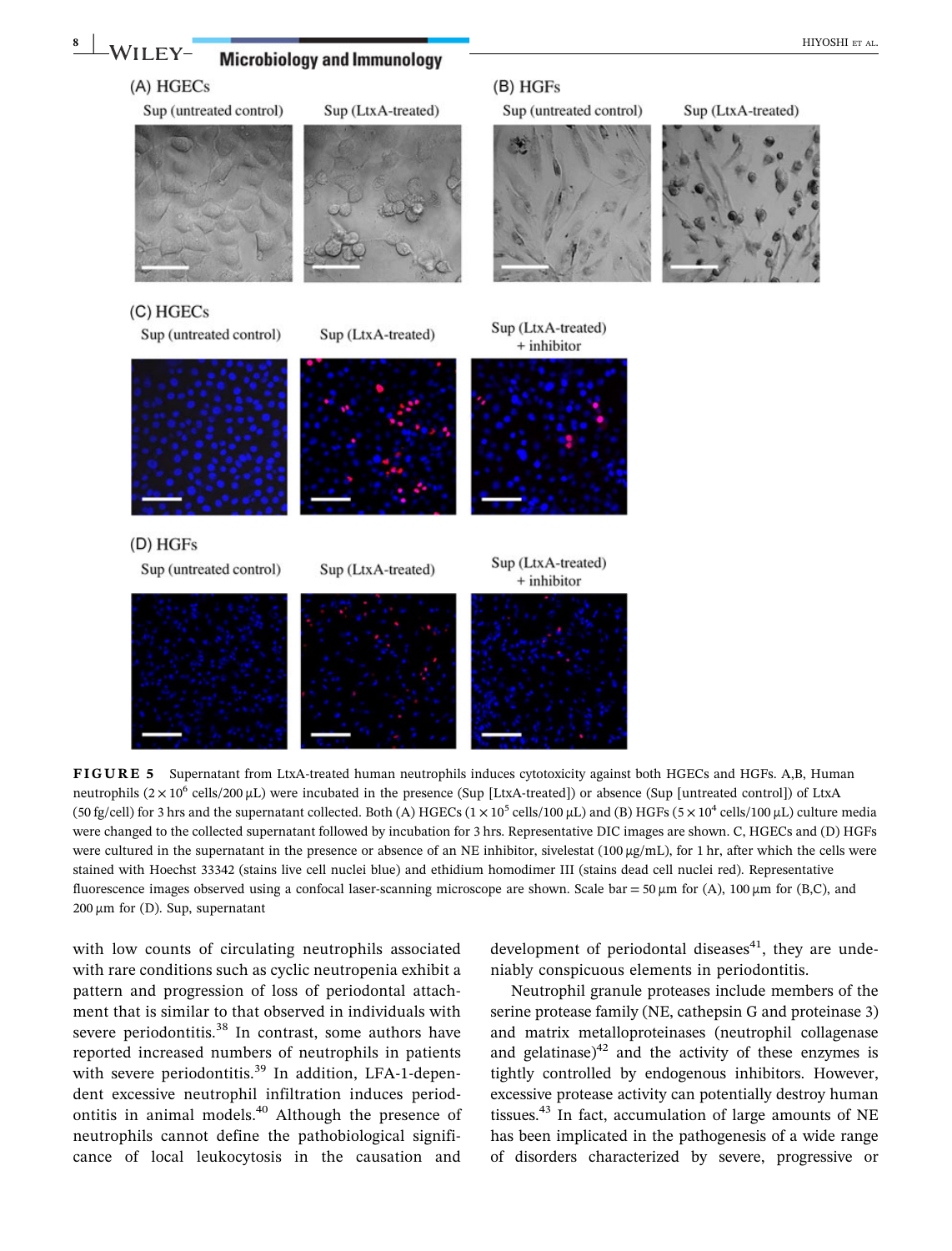**FIGURE 5** Supernatant from LtxA-treated human neutrophils induces cytotoxicity against both HGECs and HGFs. A,B, Human neutrophils ($2 \times 10^6$ cells/200 μL) were incubated in the presence (Sup [LtxA-treated]) or absence (Sup [untreated control]) of LtxA (50 fg/cell) for 3 hrs and the supernatant collected. Both (A) HGECs ($1 \times 10^5$ cells/100 μL) and (B) HGFs ($5 \times 10^4$ cells/100 μL) culture media were changed to the collected supernatant followed by incubation for 3 hrs. Representative DIC images are shown. C, HGECs and (D) HGFs were cultured in the supernatant in the presence or absence of an NE inhibitor, sivelestat (100 μg/mL), for 1 hr, after which the cells were stained with Hoechst 33342 (stains live cell nuclei blue) and ethidium homodimer III (stains dead cell nuclei red). Representative fluorescence images observed using a confocal laser-scanning microscope are shown. Scale bar = 50 μm for (A), 100 μm for (B,C), and 200 μm for (D). Sup, supernatant

with low counts of circulating neutrophils associated with rare conditions such as cyclic neutropenia exhibit a pattern and progression of loss of periodontal attachment that is similar to that observed in individuals with severe periodontitis.[38] In contrast, some authors have reported increased numbers of neutrophils in patients with severe periodontitis.[39] In addition, LFA-1-dependent excessive neutrophil infiltration induces periodontitis in animal models.[40] Although the presence of neutrophils cannot define the pathobiological significance of local leukocytosis in the causation and development of periodontal diseases[41], they are undeniably conspicuous elements in periodontitis.

Neutrophil granule proteases include members of the serine protease family (NE, cathepsin G and proteinase 3) and matrix metalloproteinases (neutrophil collagenase and gelatinase)[42] and the activity of these enzymes is tightly controlled by endogenous inhibitors. However, excessive protease activity can potentially destroy human tissues.[43] In fact, accumulation of large amounts of NE has been implicated in the pathogenesis of a wide range of disorders characterized by severe, progressive or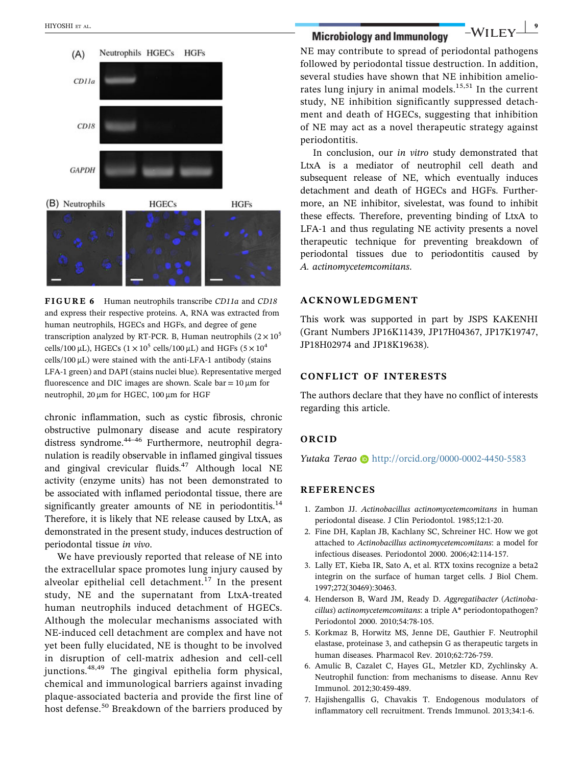FIGURE 6 Human neutrophils transcribe *CD11a* and *CD18* and express their respective proteins. A, RNA was extracted from human neutrophils, HGECs and HGFs, and degree of gene transcription analyzed by RT-PCR. B, Human neutrophils ($2 \times 10^5$ cells/100 μL), HGECs ($1 \times 10^5$ cells/100 μL) and HGFs ($5 \times 10^4$ cells/100 μL) were stained with the anti-LFA-1 antibody (stains LFA-1 green) and DAPI (stains nuclei blue). Representative merged fluorescence and DIC images are shown. Scale bar = 10 μm for neutrophil, 20 μm for HGEC, 100 μm for HGF

chronic inflammation, such as cystic fibrosis, chronic obstructive pulmonary disease and acute respiratory distress syndrome.[44–46] Furthermore, neutrophil degranulation is readily observable in inflamed gingival tissues and gingival crevicular fluids.[47] Although local NE activity (enzyme units) has not been demonstrated to be associated with inflamed periodontal tissue, there are significantly greater amounts of NE in periodontitis.[14] Therefore, it is likely that NE release caused by LtxA, as demonstrated in the present study, induces destruction of periodontal tissue *in vivo*.

We have previously reported that release of NE into the extracellular space promotes lung injury caused by alveolar epithelial cell detachment.[17] In the present study, NE and the supernatant from LtxA-treated human neutrophils induced detachment of HGECs. Although the molecular mechanisms associated with NE-induced cell detachment are complex and have not yet been fully elucidated, NE is thought to be involved in disruption of cell-matrix adhesion and cell-cell junctions.[48,49] The gingival epithelia form physical, chemical and immunological barriers against invading plaque-associated bacteria and provide the first line of host defense.[50] Breakdown of the barriers produced by NE may contribute to spread of periodontal pathogens followed by periodontal tissue destruction. In addition, several studies have shown that NE inhibition ameliorates lung injury in animal models.[15,51] In the current study, NE inhibition significantly suppressed detachment and death of HGECs, suggesting that inhibition of NE may act as a novel therapeutic strategy against periodontitis.

In conclusion, our *in vitro* study demonstrated that LtxA is a mediator of neutrophil cell death and subsequent release of NE, which eventually induces detachment and death of HGECs and HGFs. Furthermore, an NE inhibitor, sivelestat, was found to inhibit these effects. Therefore, preventing binding of LtxA to LFA-1 and thus regulating NE activity presents a novel therapeutic technique for preventing breakdown of periodontal tissues due to periodontitis caused by *A. actinomycetemcomitans*.

## ACKNOWLEDGMENT

This work was supported in part by JSPS KAKENHI (Grant Numbers JP16K11439, JP17H04367, JP17K19747, JP18H02974 and JP18K19638).

## CONFLICT OF INTERESTS

The authors declare that they have no conflict of interests regarding this article.

## ORCID

*Yutaka Terao* http://orcid.org/0000-0002-4450-5583

## REFERENCES

1. Zambon JJ. *Actinobacillus actinomycetemcomitans* in human periodontal disease. J Clin Periodontol. 1985;12:1-20.
2. Fine DH, Kaplan JB, Kachlany SC, Schreiner HC. How we got attached to *Actinobacillus actinomycetemcomitans*: a model for infectious diseases. Periodontol 2000. 2006;42:114-157.
3. Lally ET, Kieba IR, Sato A, et al. RTX toxins recognize a beta2 integrin on the surface of human target cells. J Biol Chem. 1997;272(30469):30463.
4. Henderson B, Ward JM, Ready D. *Aggregatibacter* (*Actinobacillus*) *actinomycetemcomitans*: a triple A* periodontopathogen? Periodontol 2000. 2010;54:78-105.
5. Korkmaz B, Horwitz MS, Jenne DE, Gauthier F. Neutrophil elastase, proteinase 3, and cathepsin G as therapeutic targets in human diseases. Pharmacol Rev. 2010;62:726-759.
6. Amulic B, Cazalet C, Hayes GL, Metzler KD, Zychlinsky A. Neutrophil function: from mechanisms to disease. Annu Rev Immunol. 2012;30:459-489.
7. Hajishengallis G, Chavakis T. Endogenous modulators of inflammatory cell recruitment. Trends Immunol. 2013;34:1-6.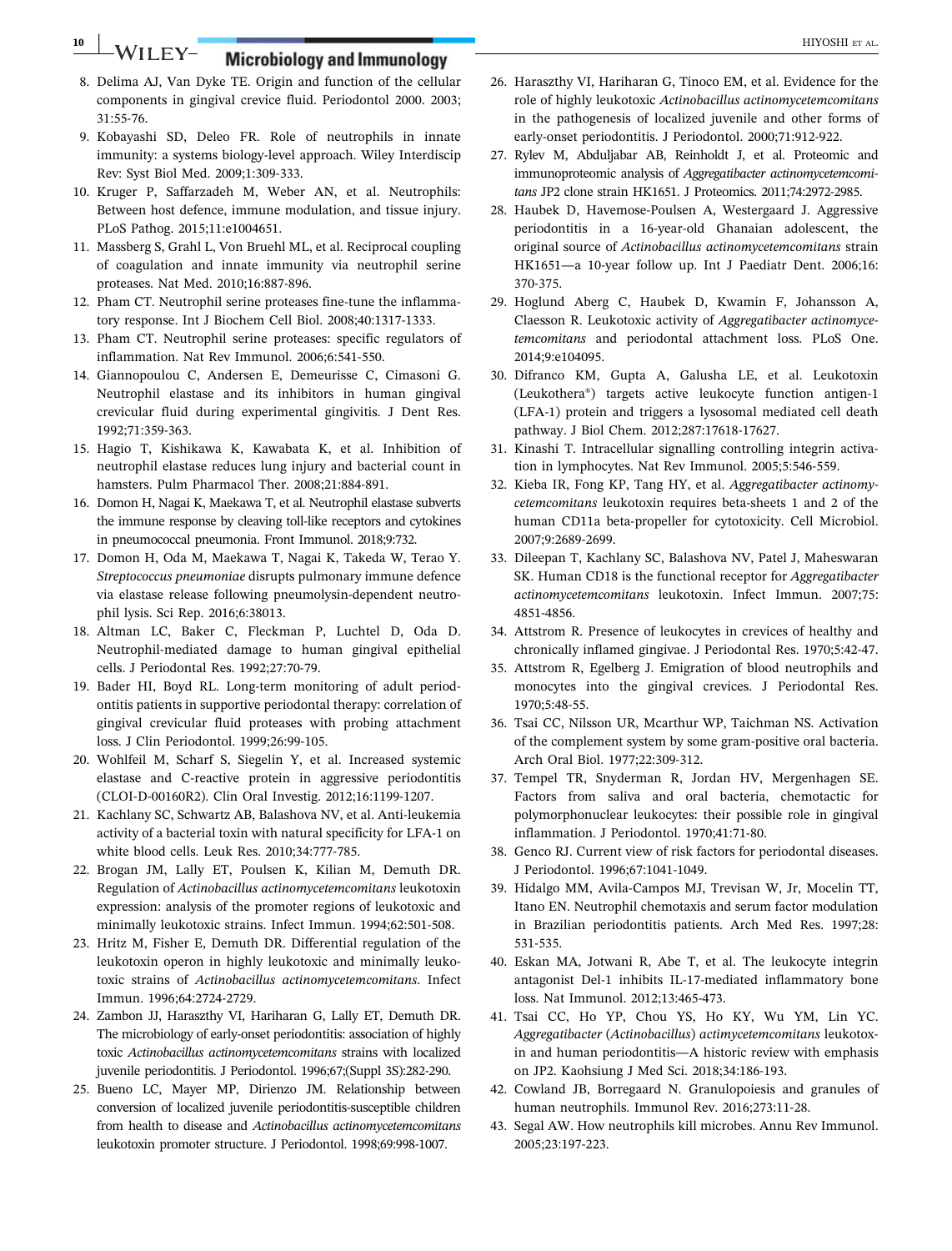8. Delima AJ, Van Dyke TE. Origin and function of the cellular components in gingival crevice fluid. Periodontol 2000. 2003;31:55-76.
9. Kobayashi SD, Deleo FR. Role of neutrophils in innate immunity: a systems biology-level approach. Wiley Interdiscip Rev: Syst Biol Med. 2009;1:309-333.
10. Kruger P, Saffarzadeh M, Weber AN, et al. Neutrophils: Between host defence, immune modulation, and tissue injury. PLoS Pathog. 2015;11:e1004651.
11. Massberg S, Grahl L, Von Bruehl ML, et al. Reciprocal coupling of coagulation and innate immunity via neutrophil serine proteases. Nat Med. 2010;16:887-896.
12. Pham CT. Neutrophil serine proteases fine-tune the inflammatory response. Int J Biochem Cell Biol. 2008;40:1317-1333.
13. Pham CT. Neutrophil serine proteases: specific regulators of inflammation. Nat Rev Immunol. 2006;6:541-550.
14. Giannopoulou C, Andersen E, Demeurisse C, Cimasoni G. Neutrophil elastase and its inhibitors in human gingival crevicular fluid during experimental gingivitis. J Dent Res. 1992;71:359-363.
15. Hagio T, Kishikawa K, Kawabata K, et al. Inhibition of neutrophil elastase reduces lung injury and bacterial count in hamsters. Pulm Pharmacol Ther. 2008;21:884-891.
16. Domon H, Nagai K, Maekawa T, et al. Neutrophil elastase subverts the immune response by cleaving toll-like receptors and cytokines in pneumococcal pneumonia. Front Immunol. 2018;9:732.
17. Domon H, Oda M, Maekawa T, Nagai K, Takeda W, Terao Y. *Streptococcus pneumoniae* disrupts pulmonary immune defence via elastase release following pneumolysin-dependent neutrophil lysis. Sci Rep. 2016;6:38013.
18. Altman LC, Baker C, Fleckman P, Luchtel D, Oda D. Neutrophil-mediated damage to human gingival epithelial cells. J Periodontal Res. 1992;27:70-79.
19. Bader HI, Boyd RL. Long-term monitoring of adult periodontitis patients in supportive periodontal therapy: correlation of gingival crevicular fluid proteases with probing attachment loss. J Clin Periodontol. 1999;26:99-105.
20. Wohlfeil M, Scharf S, Siegelin Y, et al. Increased systemic elastase and C-reactive protein in aggressive periodontitis (CLOI-D-00160R2). Clin Oral Investig. 2012;16:1199-1207.
21. Kachlany SC, Schwartz AB, Balashova NV, et al. Anti-leukemia activity of a bacterial toxin with natural specificity for LFA-1 on white blood cells. Leuk Res. 2010;34:777-785.
22. Brogan JM, Lally ET, Poulsen K, Kilian M, Demuth DR. Regulation of *Actinobacillus actinomycetemcomitans* leukotoxin expression: analysis of the promoter regions of leukotoxic and minimally leukotoxic strains. Infect Immun. 1994;62:501-508.
23. Hritz M, Fisher E, Demuth DR. Differential regulation of the leukotoxin operon in highly leukotoxic and minimally leukotoxic strains of *Actinobacillus actinomycetemcomitans*. Infect Immun. 1996;64:2724-2729.
24. Zambon JJ, Haraszthy VI, Hariharan G, Lally ET, Demuth DR. The microbiology of early-onset periodontitis: association of highly toxic *Actinobacillus actinomycetemcomitans* strains with localized juvenile periodontitis. J Periodontol. 1996;67;(Suppl 3S):282-290.
25. Bueno LC, Mayer MP, Dirienzo JM. Relationship between conversion of localized juvenile periodontitis-susceptible children from health to disease and *Actinobacillus actinomycetemcomitans* leukotoxin promoter structure. J Periodontol. 1998;69:998-1007.
26. Haraszthy VI, Hariharan G, Tinoco EM, et al. Evidence for the role of highly leukotoxic *Actinobacillus actinomycetemcomitans* in the pathogenesis of localized juvenile and other forms of early-onset periodontitis. J Periodontol. 2000;71:912-922.
27. Rylev M, Abduljabar AB, Reinholdt J, et al. Proteomic and immunoproteomic analysis of *Aggregatibacter actinomycetemcomitans* JP2 clone strain HK1651. J Proteomics. 2011;74:2972-2985.
28. Haubek D, Havemose-Poulsen A, Westergaard J. Aggressive periodontitis in a 16-year-old Ghanaian adolescent, the original source of *Actinobacillus actinomycetemcomitans* strain HK1651—a 10-year follow up. Int J Paediatr Dent. 2006;16:370-375.
29. Hoglund Aberg C, Haubek D, Kwamin F, Johansson A, Claesson R. Leukotoxic activity of *Aggregatibacter actinomycetemcomitans* and periodontal attachment loss. PLoS One. 2014;9:e104095.
30. Difranco KM, Gupta A, Galusha LE, et al. Leukotoxin (Leukothera®) targets active leukocyte function antigen-1 (LFA-1) protein and triggers a lysosomal mediated cell death pathway. J Biol Chem. 2012;287:17618-17627.
31. Kinashi T. Intracellular signalling controlling integrin activation in lymphocytes. Nat Rev Immunol. 2005;5:546-559.
32. Kieba IR, Fong KP, Tang HY, et al. *Aggregatibacter actinomycetemcomitans* leukotoxin requires beta-sheets 1 and 2 of the human CD11a beta-propeller for cytotoxicity. Cell Microbiol. 2007;9:2689-2699.
33. Dileepan T, Kachlany SC, Balashova NV, Patel J, Maheswaran SK. Human CD18 is the functional receptor for *Aggregatibacter actinomycetemcomitans* leukotoxin. Infect Immun. 2007;75:4851-4856.
34. Attstrom R. Presence of leukocytes in crevices of healthy and chronically inflamed gingivae. J Periodontal Res. 1970;5:42-47.
35. Attstrom R, Egelberg J. Emigration of blood neutrophils and monocytes into the gingival crevices. J Periodontal Res. 1970;5:48-55.
36. Tsai CC, Nilsson UR, Mcarthur WP, Taichman NS. Activation of the complement system by some gram-positive oral bacteria. Arch Oral Biol. 1977;22:309-312.
37. Tempel TR, Snyderman R, Jordan HV, Mergenhagen SE. Factors from saliva and oral bacteria, chemotactic for polymorphonuclear leukocytes: their possible role in gingival inflammation. J Periodontol. 1970;41:71-80.
38. Genco RJ. Current view of risk factors for periodontal diseases. J Periodontol. 1996;67:1041-1049.
39. Hidalgo MM, Avila-Campos MJ, Trevisan W, Jr, Mocelin TT, Itano EN. Neutrophil chemotaxis and serum factor modulation in Brazilian periodontitis patients. Arch Med Res. 1997;28:531-535.
40. Eskan MA, Jotwani R, Abe T, et al. The leukocyte integrin antagonist Del-1 inhibits IL-17-mediated inflammatory bone loss. Nat Immunol. 2012;13:465-473.
41. Tsai CC, Ho YP, Chou YS, Ho KY, Wu YM, Lin YC. *Aggregatibacter* (*Actinobacillus*) *actimycetemcomitans* leukotoxin and human periodontitis—A historic review with emphasis on JP2. Kaohsiung J Med Sci. 2018;34:186-193.
42. Cowland JB, Borregaard N. Granulopoiesis and granules of human neutrophils. Immunol Rev. 2016;273:11-28.
43. Segal AW. How neutrophils kill microbes. Annu Rev Immunol. 2005;23:197-223.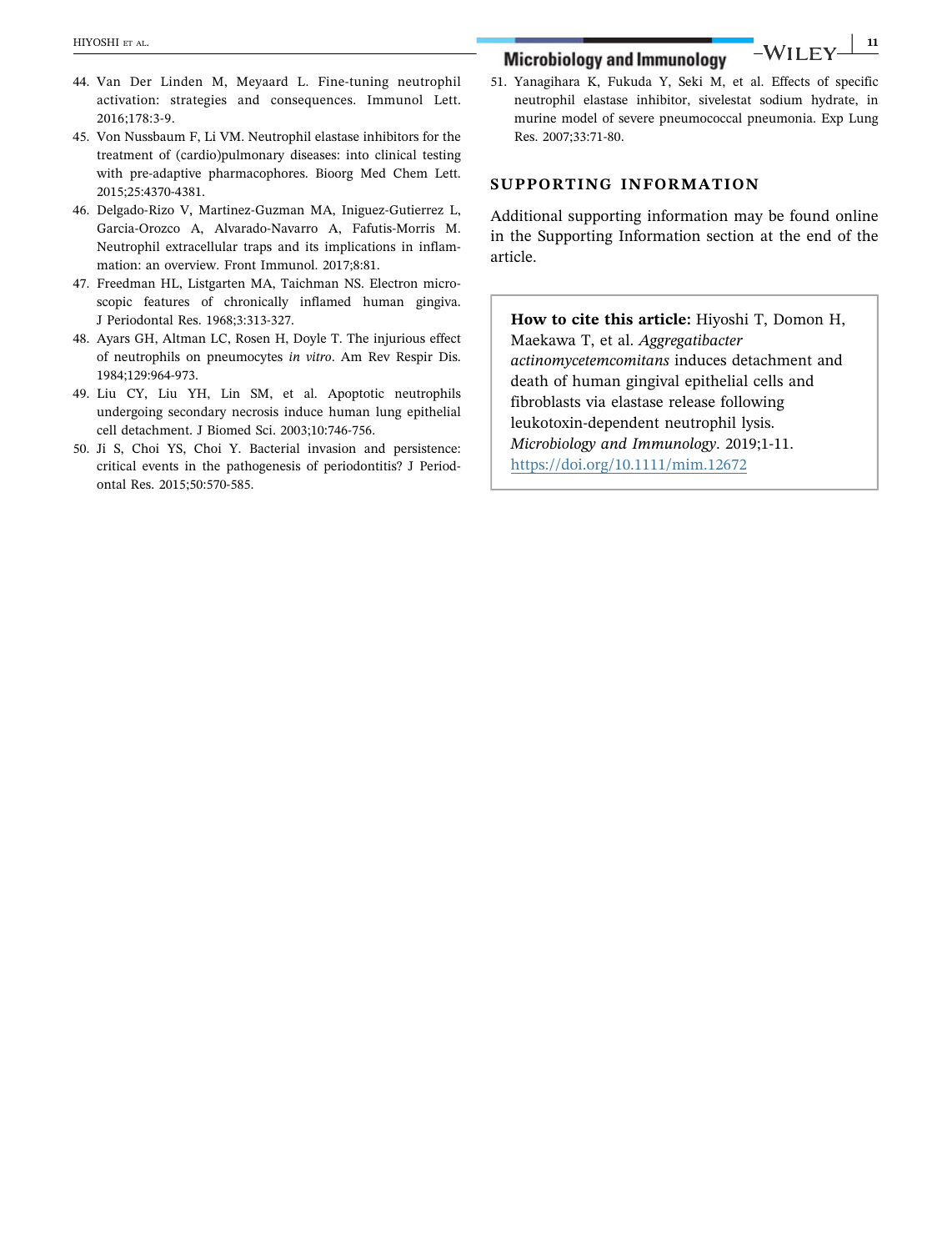44. Van Der Linden M, Meyaard L. Fine-tuning neutrophil activation: strategies and consequences. Immunol Lett. 2016;178:3-9.
45. Von Nussbaum F, Li VM. Neutrophil elastase inhibitors for the treatment of (cardio)pulmonary diseases: into clinical testing with pre-adaptive pharmacophores. Bioorg Med Chem Lett. 2015;25:4370-4381.
46. Delgado-Rizo V, Martinez-Guzman MA, Iniguez-Gutierrez L, Garcia-Orozco A, Alvarado-Navarro A, Fafutis-Morris M. Neutrophil extracellular traps and its implications in inflammation: an overview. Front Immunol. 2017;8:81.
47. Freedman HL, Listgarten MA, Taichman NS. Electron microscopic features of chronically inflamed human gingiva. J Periodontal Res. 1968;3:313-327.
48. Ayars GH, Altman LC, Rosen H, Doyle T. The injurious effect of neutrophils on pneumocytes *in vitro*. Am Rev Respir Dis. 1984;129:964-973.
49. Liu CY, Liu YH, Lin SM, et al. Apoptotic neutrophils undergoing secondary necrosis induce human lung epithelial cell detachment. J Biomed Sci. 2003;10:746-756.
50. Ji S, Choi YS, Choi Y. Bacterial invasion and persistence: critical events in the pathogenesis of periodontitis? J Periodontal Res. 2015;50:570-585.
51. Yanagihara K, Fukuda Y, Seki M, et al. Effects of specific neutrophil elastase inhibitor, sivelestat sodium hydrate, in murine model of severe pneumococcal pneumonia. Exp Lung Res. 2007;33:71-80.

## SUPPORTING INFORMATION

Additional supporting information may be found online in the Supporting Information section at the end of the article.

**How to cite this article:** Hiyoshi T, Domon H, Maekawa T, et al. *Aggregatibacter actinomycetemcomitans* induces detachment and death of human gingival epithelial cells and fibroblasts via elastase release following leukotoxin-dependent neutrophil lysis. *Microbiology and Immunology*. 2019;1-11. https://doi.org/10.1111/mim.12672